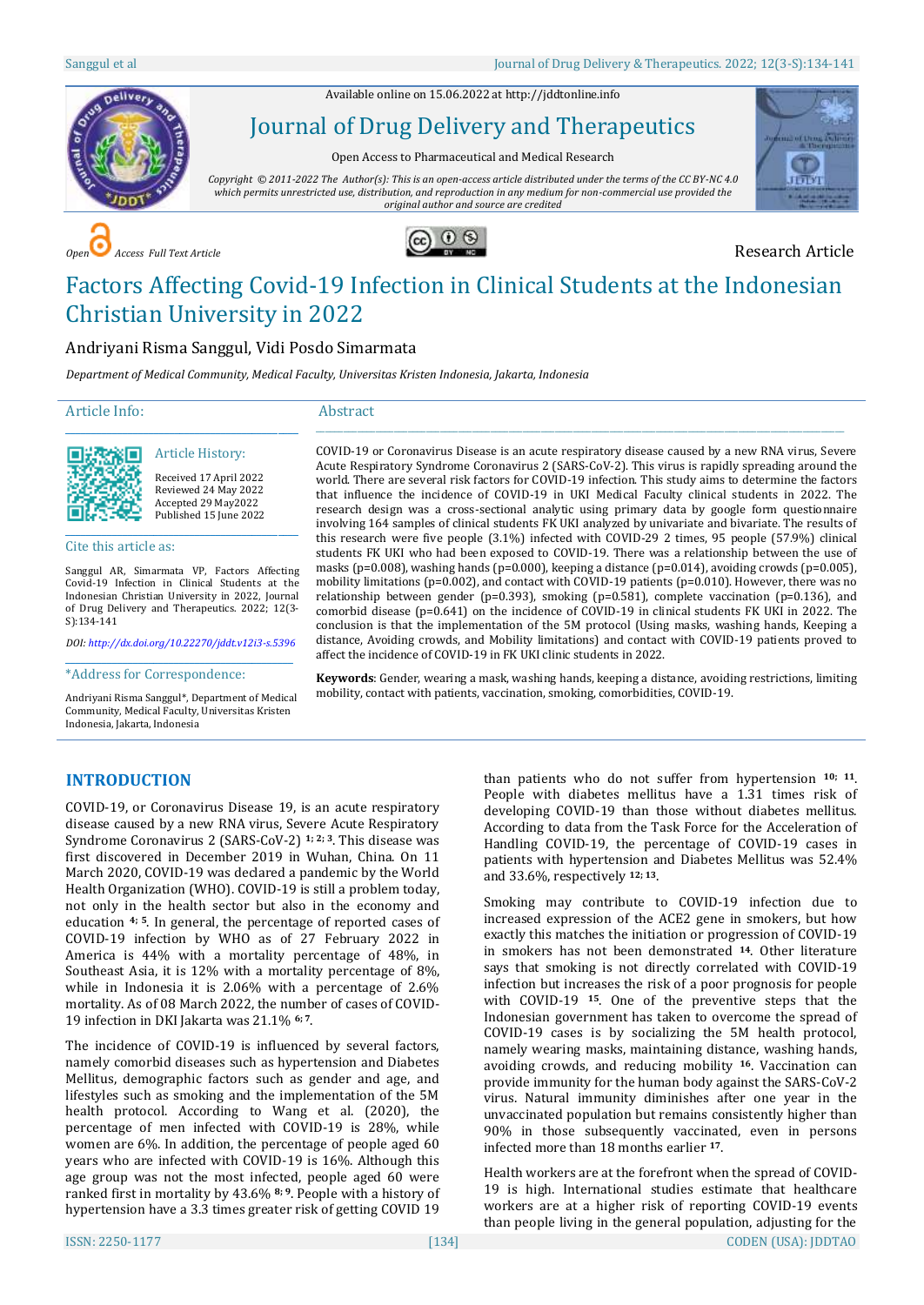Available online on 15.06.2022 at http://jddtonline.info

# Journal of Drug Delivery and Therapeutics

Open Access to Pharmaceutical and Medical Research

*Copyright © 2011-2022 The Author(s): This is an open-access article distributed under the terms of the CC BY-NC 4.0 which permits unrestricted use, distribution, and reproduction in any medium for non-commercial use provided the original author and source are credited*

*Open Access Full Text Article*

Research Article

# Factors Affecting Covid-19 Infection in Clinical Students at the Indonesian Christian University in 2022

Andriyani Risma Sanggul, Vidi Posdo Simarmata

*Department of Medical Community, Medical Faculty, Universitas Kristen Indonesia, Jakarta, Indonesia*

## Article Info:

### Article History:

Received 17 April 2022
Reviewed 24 May 2022
Accepted 29 May2022
Published 15 June 2022

### Cite this article as:

Sanggul AR, Simarmata VP, Factors Affecting Covid-19 Infection in Clinical Students at the Indonesian Christian University in 2022, Journal of Drug Delivery and Therapeutics. 2022; 12(3-S):134-141

*DOI: http://dx.doi.org/10.22270/jddt.v12i3-s.5396*

### *Address for Correspondence:

Andriyani Risma Sanggul*, Department of Medical Community, Medical Faculty, Universitas Kristen Indonesia, Jakarta, Indonesia

## Abstract

COVID-19 or Coronavirus Disease is an acute respiratory disease caused by a new RNA virus, Severe Acute Respiratory Syndrome Coronavirus 2 (SARS-CoV-2). This virus is rapidly spreading around the world. There are several risk factors for COVID-19 infection. This study aims to determine the factors that influence the incidence of COVID-19 in UKI Medical Faculty clinical students in 2022. The research design was a cross-sectional analytic using primary data by google form questionnaire involving 164 samples of clinical students FK UKI analyzed by univariate and bivariate. The results of this research were five people (3.1%) infected with COVID-29 2 times, 95 people (57.9%) clinical students FK UKI who had been exposed to COVID-19. There was a relationship between the use of masks (p=0.008), washing hands (p=0.000), keeping a distance (p=0.014), avoiding crowds (p=0.005), mobility limitations (p=0.002), and contact with COVID-19 patients (p=0.010). However, there was no relationship between gender (p=0.393), smoking (p=0.581), complete vaccination (p=0.136), and comorbid disease (p=0.641) on the incidence of COVID-19 in clinical students FK UKI in 2022. The conclusion is that the implementation of the 5M protocol (Using masks, washing hands, Keeping a distance, Avoiding crowds, and Mobility limitations) and contact with COVID-19 patients proved to affect the incidence of COVID-19 in FK UKI clinic students in 2022.

**Keywords**: Gender, wearing a mask, washing hands, keeping a distance, avoiding restrictions, limiting mobility, contact with patients, vaccination, smoking, comorbidities, COVID-19.

## INTRODUCTION

COVID-19, or Coronavirus Disease 19, is an acute respiratory disease caused by a new RNA virus, Severe Acute Respiratory Syndrome Coronavirus 2 (SARS-CoV-2) [1; 2; 3]. This disease was first discovered in December 2019 in Wuhan, China. On 11 March 2020, COVID-19 was declared a pandemic by the World Health Organization (WHO). COVID-19 is still a problem today, not only in the health sector but also in the economy and education [4; 5]. In general, the percentage of reported cases of COVID-19 infection by WHO as of 27 February 2022 in America is 44% with a mortality percentage of 48%, in Southeast Asia, it is 12% with a mortality percentage of 8%, while in Indonesia it is 2.06% with a percentage of 2.6% mortality. As of 08 March 2022, the number of cases of COVID-19 infection in DKI Jakarta was 21.1% [6; 7].

The incidence of COVID-19 is influenced by several factors, namely comorbid diseases such as hypertension and Diabetes Mellitus, demographic factors such as gender and age, and lifestyles such as smoking and the implementation of the 5M health protocol. According to Wang et al. (2020), the percentage of men infected with COVID-19 is 28%, while women are 6%. In addition, the percentage of people aged 60 years who are infected with COVID-19 is 16%. Although this age group was not the most infected, people aged 60 were ranked first in mortality by 43.6% [8; 9]. People with a history of hypertension have a 3.3 times greater risk of getting COVID 19 than patients who do not suffer from hypertension [10; 11]. People with diabetes mellitus have a 1.31 times risk of developing COVID-19 than those without diabetes mellitus. According to data from the Task Force for the Acceleration of Handling COVID-19, the percentage of COVID-19 cases in patients with hypertension and Diabetes Mellitus was 52.4% and 33.6%, respectively [12; 13].

Smoking may contribute to COVID-19 infection due to increased expression of the ACE2 gene in smokers, but how exactly this matches the initiation or progression of COVID-19 in smokers has not been demonstrated [14]. Other literature says that smoking is not directly correlated with COVID-19 infection but increases the risk of a poor prognosis for people with COVID-19 [15]. One of the preventive steps that the Indonesian government has taken to overcome the spread of COVID-19 cases is by socializing the 5M health protocol, namely wearing masks, maintaining distance, washing hands, avoiding crowds, and reducing mobility [16]. Vaccination can provide immunity for the human body against the SARS-CoV-2 virus. Natural immunity diminishes after one year in the unvaccinated population but remains consistently higher than 90% in those subsequently vaccinated, even in persons infected more than 18 months earlier [17].

Health workers are at the forefront when the spread of COVID-19 is high. International studies estimate that healthcare workers are at a higher risk of reporting COVID-19 events than people living in the general population, adjusting for the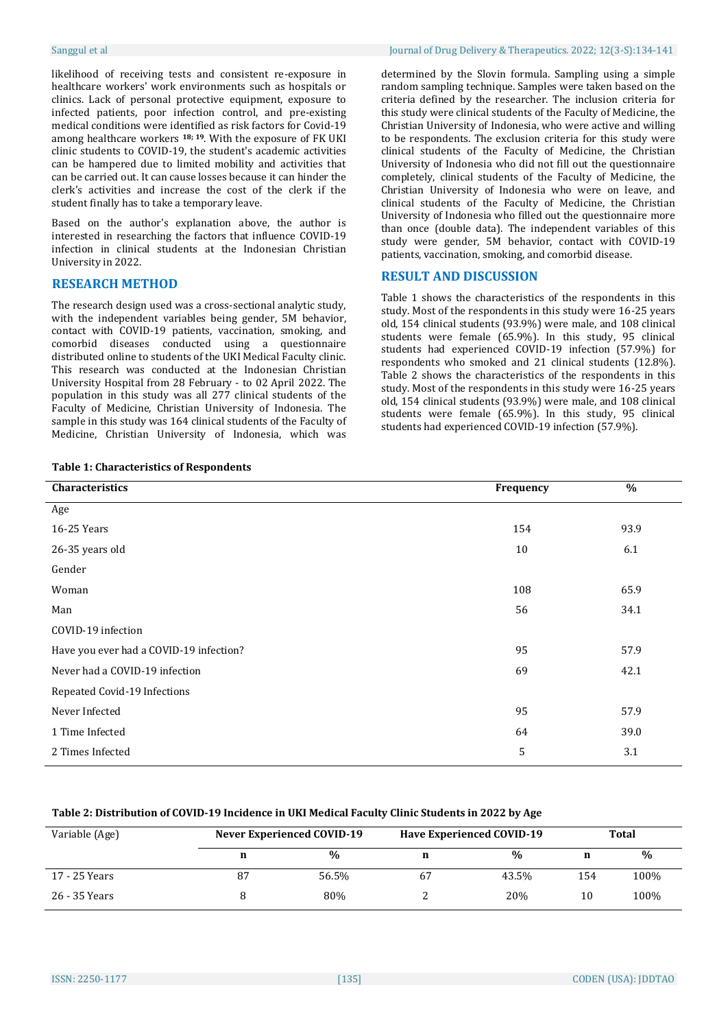likelihood of receiving tests and consistent re-exposure in healthcare workers' work environments such as hospitals or clinics. Lack of personal protective equipment, exposure to infected patients, poor infection control, and pre-existing medical conditions were identified as risk factors for Covid-19 among healthcare workers [18; 19]. With the exposure of FK UKI clinic students to COVID-19, the student's academic activities can be hampered due to limited mobility and activities that can be carried out. It can cause losses because it can hinder the clerk's activities and increase the cost of the clerk if the student finally has to take a temporary leave.

Based on the author's explanation above, the author is interested in researching the factors that influence COVID-19 infection in clinical students at the Indonesian Christian University in 2022.

## RESEARCH METHOD

The research design used was a cross-sectional analytic study, with the independent variables being gender, 5M behavior, contact with COVID-19 patients, vaccination, smoking, and comorbid diseases conducted using a questionnaire distributed online to students of the UKI Medical Faculty clinic. This research was conducted at the Indonesian Christian University Hospital from 28 February - to 02 April 2022. The population in this study was all 277 clinical students of the Faculty of Medicine, Christian University of Indonesia. The sample in this study was 164 clinical students of the Faculty of Medicine, Christian University of Indonesia, which was determined by the Slovin formula. Sampling using a simple random sampling technique. Samples were taken based on the criteria defined by the researcher. The inclusion criteria for this study were clinical students of the Faculty of Medicine, the Christian University of Indonesia, who were active and willing to be respondents. The exclusion criteria for this study were clinical students of the Faculty of Medicine, the Christian University of Indonesia who did not fill out the questionnaire completely, clinical students of the Faculty of Medicine, the Christian University of Indonesia who were on leave, and clinical students of the Faculty of Medicine, the Christian University of Indonesia who filled out the questionnaire more than once (double data). The independent variables of this study were gender, 5M behavior, contact with COVID-19 patients, vaccination, smoking, and comorbid disease.

## RESULT AND DISCUSSION

Table 1 shows the characteristics of the respondents in this study. Most of the respondents in this study were 16-25 years old, 154 clinical students (93.9%) were male, and 108 clinical students were female (65.9%). In this study, 95 clinical students had experienced COVID-19 infection (57.9%) for respondents who smoked and 21 clinical students (12.8%). Table 2 shows the characteristics of the respondents in this study. Most of the respondents in this study were 16-25 years old, 154 clinical students (93.9%) were male, and 108 clinical students were female (65.9%). In this study, 95 clinical students had experienced COVID-19 infection (57.9%).

**Table 1: Characteristics of Respondents**

| Characteristics | Frequency | % |
|---|---|---|
| Age | | |
| 16-25 Years | 154 | 93.9 |
| 26-35 years old | 10 | 6.1 |
| Gender | | |
| Woman | 108 | 65.9 |
| Man | 56 | 34.1 |
| COVID-19 infection | | |
| Have you ever had a COVID-19 infection? | 95 | 57.9 |
| Never had a COVID-19 infection | 69 | 42.1 |
| Repeated Covid-19 Infections | | |
| Never Infected | 95 | 57.9 |
| 1 Time Infected | 64 | 39.0 |
| 2 Times Infected | 5 | 3.1 |

**Table 2: Distribution of COVID-19 Incidence in UKI Medical Faculty Clinic Students in 2022 by Age**

| Variable (Age) | Never Experienced COVID-19 | | Have Experienced COVID-19 | | Total | |
|---|---|---|---|---|---|---|
| | n | % | n | % | n | % |
| 17 - 25 Years | 87 | 56.5% | 67 | 43.5% | 154 | 100% |
| 26 - 35 Years | 8 | 80% | 2 | 20% | 10 | 100% |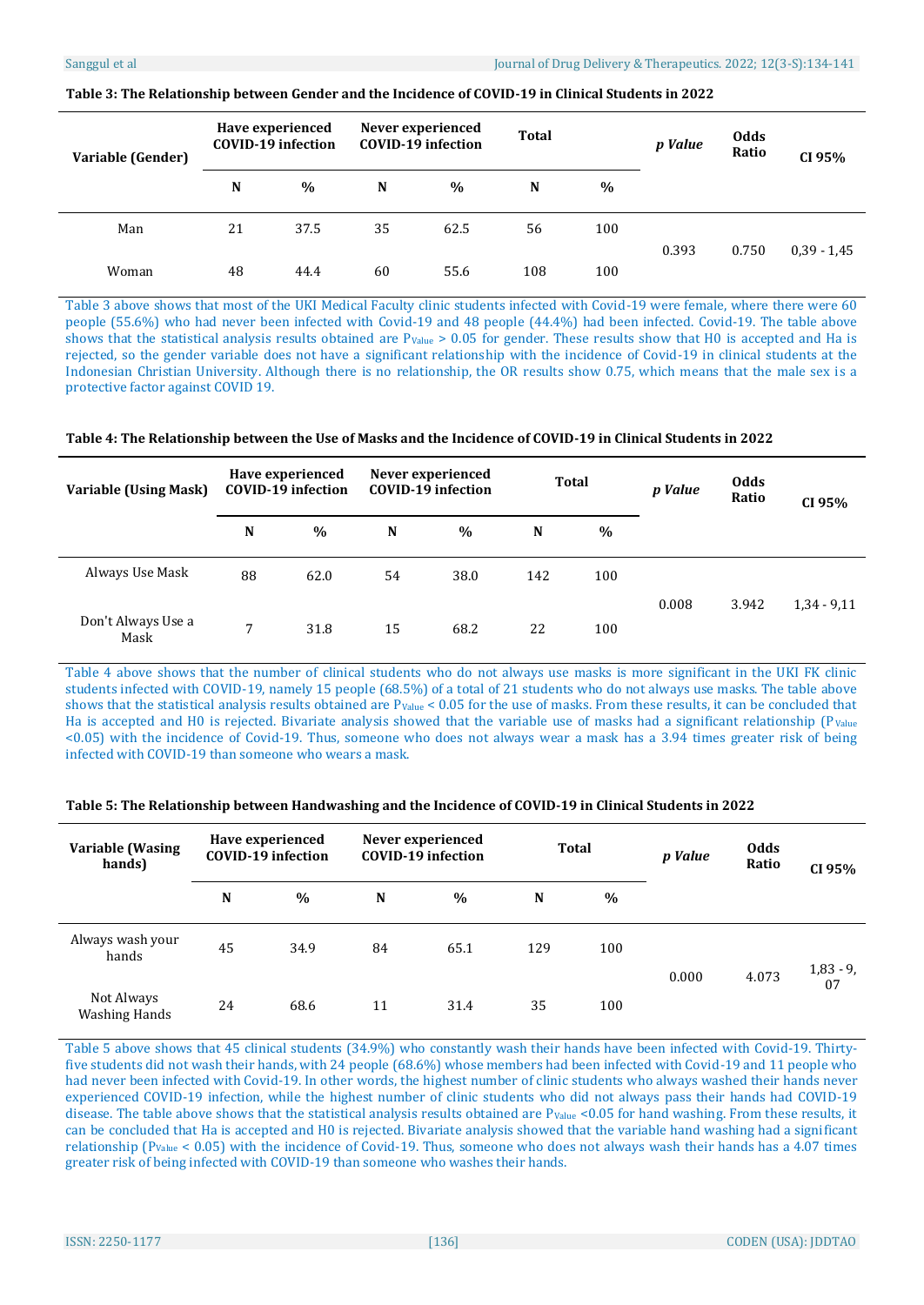**Table 3: The Relationship between Gender and the Incidence of COVID-19 in Clinical Students in 2022**

| Variable (Gender) | Have experienced COVID-19 infection | | Never experienced COVID-19 infection | | Total | | *p Value* | Odds Ratio | CI 95% |
|---|---|---|---|---|---|---|---|---|---|
| | N | % | N | % | N | % | | | |
| Man | 21 | 37.5 | 35 | 62.5 | 56 | 100 | 0.393 | 0.750 | 0,39 - 1,45 |
| Woman | 48 | 44.4 | 60 | 55.6 | 108 | 100 | | | |

Table 3 above shows that most of the UKI Medical Faculty clinic students infected with Covid-19 were female, where there were 60 people (55.6%) who had never been infected with Covid-19 and 48 people (44.4%) had been infected. Covid-19. The table above shows that the statistical analysis results obtained are $P_{Value} > 0.05$ for gender. These results show that H0 is accepted and Ha is rejected, so the gender variable does not have a significant relationship with the incidence of Covid-19 in clinical students at the Indonesian Christian University. Although there is no relationship, the OR results show 0.75, which means that the male sex is a protective factor against COVID 19.

**Table 4: The Relationship between the Use of Masks and the Incidence of COVID-19 in Clinical Students in 2022**

| Variable (Using Mask) | Have experienced COVID-19 infection | | Never experienced COVID-19 infection | | Total | | *p Value* | Odds Ratio | CI 95% |
|---|---|---|---|---|---|---|---|---|---|
| | N | % | N | % | N | % | | | |
| Always Use Mask | 88 | 62.0 | 54 | 38.0 | 142 | 100 | 0.008 | 3.942 | 1,34 - 9,11 |
| Don't Always Use a Mask | 7 | 31.8 | 15 | 68.2 | 22 | 100 | | | |

Table 4 above shows that the number of clinical students who do not always use masks is more significant in the UKI FK clinic students infected with COVID-19, namely 15 people (68.5%) of a total of 21 students who do not always use masks. The table above shows that the statistical analysis results obtained are $P_{Value} < 0.05$ for the use of masks. From these results, it can be concluded that Ha is accepted and H0 is rejected. Bivariate analysis showed that the variable use of masks had a significant relationship ($P_{Value} < 0.05$) with the incidence of Covid-19. Thus, someone who does not always wear a mask has a 3.94 times greater risk of being infected with COVID-19 than someone who wears a mask.

**Table 5: The Relationship between Handwashing and the Incidence of COVID-19 in Clinical Students in 2022**

| Variable (Wasing hands) | Have experienced COVID-19 infection | | Never experienced COVID-19 infection | | Total | | *p Value* | Odds Ratio | CI 95% |
|---|---|---|---|---|---|---|---|---|---|
| | N | % | N | % | N | % | | | |
| Always wash your hands | 45 | 34.9 | 84 | 65.1 | 129 | 100 | 0.000 | 4.073 | 1,83 - 9, 07 |
| Not Always Washing Hands | 24 | 68.6 | 11 | 31.4 | 35 | 100 | | | |

Table 5 above shows that 45 clinical students (34.9%) who constantly wash their hands have been infected with Covid-19. Thirty-five students did not wash their hands, with 24 people (68.6%) whose members had been infected with Covid-19 and 11 people who had never been infected with Covid-19. In other words, the highest number of clinic students who always washed their hands never experienced COVID-19 infection, while the highest number of clinic students who did not always pass their hands had COVID-19 disease. The table above shows that the statistical analysis results obtained are $P_{Value} < 0.05$ for hand washing. From these results, it can be concluded that Ha is accepted and H0 is rejected. Bivariate analysis showed that the variable hand washing had a significant relationship ($P_{Value} < 0.05$) with the incidence of Covid-19. Thus, someone who does not always wash their hands has a 4.07 times greater risk of being infected with COVID-19 than someone who washes their hands.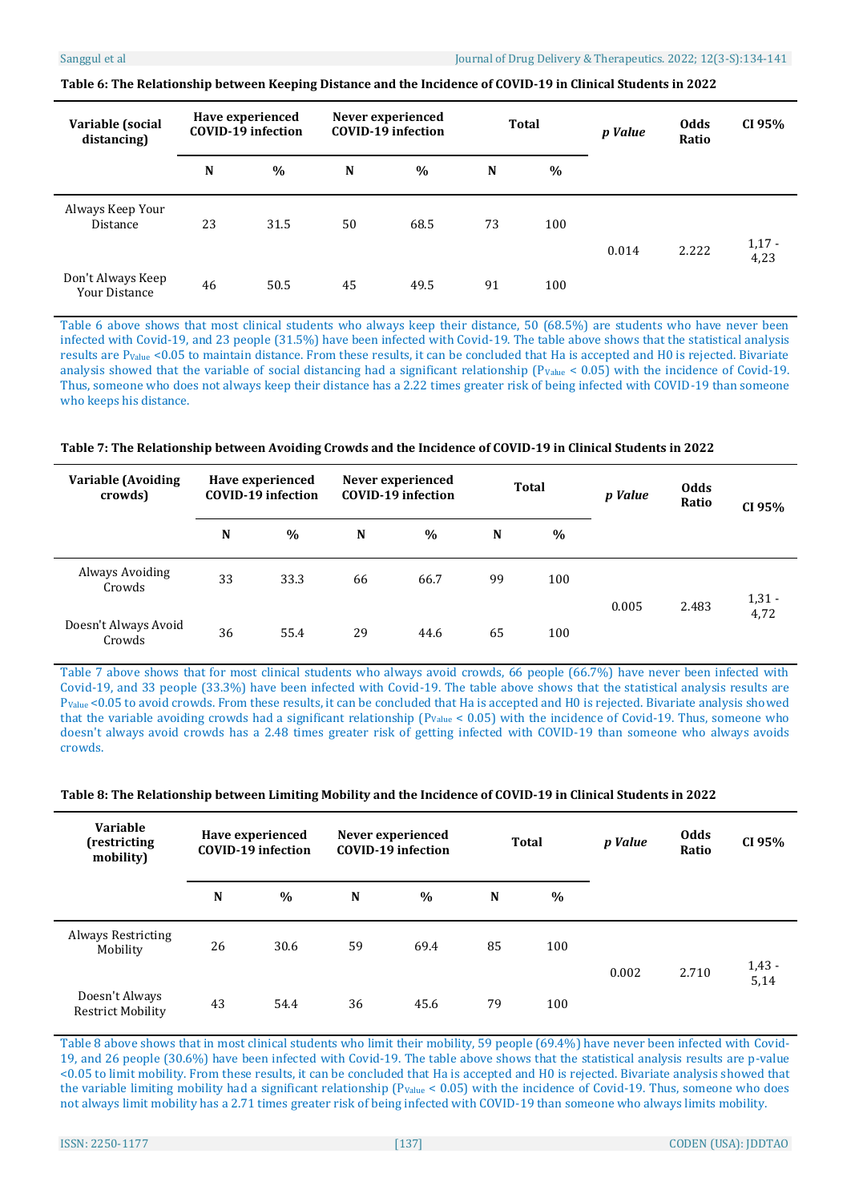**Table 6: The Relationship between Keeping Distance and the Incidence of COVID-19 in Clinical Students in 2022**

| Variable (social distancing) | Have experienced COVID-19 infection | | Never experienced COVID-19 infection | | Total | | *p Value* | Odds Ratio | CI 95% |
|---|---|---|---|---|---|---|---|---|---|
| | N | % | N | % | N | % | | | |
| Always Keep Your Distance | 23 | 31.5 | 50 | 68.5 | 73 | 100 | 0.014 | 2.222 | 1,17 - 4,23 |
| Don't Always Keep Your Distance | 46 | 50.5 | 45 | 49.5 | 91 | 100 | | | |

Table 6 above shows that most clinical students who always keep their distance, 50 (68.5%) are students who have never been infected with Covid-19, and 23 people (31.5%) have been infected with Covid-19. The table above shows that the statistical analysis results are $P_{Value}$ <0.05 to maintain distance. From these results, it can be concluded that Ha is accepted and H0 is rejected. Bivariate analysis showed that the variable of social distancing had a significant relationship ($P_{Value}$ < 0.05) with the incidence of Covid-19. Thus, someone who does not always keep their distance has a 2.22 times greater risk of being infected with COVID-19 than someone who keeps his distance.

**Table 7: The Relationship between Avoiding Crowds and the Incidence of COVID-19 in Clinical Students in 2022**

| Variable (Avoiding crowds) | Have experienced COVID-19 infection | | Never experienced COVID-19 infection | | Total | | *p Value* | Odds Ratio | CI 95% |
|---|---|---|---|---|---|---|---|---|---|
| | N | % | N | % | N | % | | | |
| Always Avoiding Crowds | 33 | 33.3 | 66 | 66.7 | 99 | 100 | 0.005 | 2.483 | 1,31 - 4,72 |
| Doesn't Always Avoid Crowds | 36 | 55.4 | 29 | 44.6 | 65 | 100 | | | |

Table 7 above shows that for most clinical students who always avoid crowds, 66 people (66.7%) have never been infected with Covid-19, and 33 people (33.3%) have been infected with Covid-19. The table above shows that the statistical analysis results are $P_{Value}$ <0.05 to avoid crowds. From these results, it can be concluded that Ha is accepted and H0 is rejected. Bivariate analysis showed that the variable avoiding crowds had a significant relationship ($P_{Value}$ < 0.05) with the incidence of Covid-19. Thus, someone who doesn't always avoid crowds has a 2.48 times greater risk of getting infected with COVID-19 than someone who always avoids crowds.

**Table 8: The Relationship between Limiting Mobility and the Incidence of COVID-19 in Clinical Students in 2022**

| Variable (restricting mobility) | Have experienced COVID-19 infection | | Never experienced COVID-19 infection | | Total | | *p Value* | Odds Ratio | CI 95% |
|---|---|---|---|---|---|---|---|---|---|
| | N | % | N | % | N | % | | | |
| Always Restricting Mobility | 26 | 30.6 | 59 | 69.4 | 85 | 100 | 0.002 | 2.710 | 1,43 - 5,14 |
| Doesn't Always Restrict Mobility | 43 | 54.4 | 36 | 45.6 | 79 | 100 | | | |

Table 8 above shows that in most clinical students who limit their mobility, 59 people (69.4%) have never been infected with Covid-19, and 26 people (30.6%) have been infected with Covid-19. The table above shows that the statistical analysis results are p-value <0.05 to limit mobility. From these results, it can be concluded that Ha is accepted and H0 is rejected. Bivariate analysis showed that the variable limiting mobility had a significant relationship ($P_{Value}$ < 0.05) with the incidence of Covid-19. Thus, someone who does not always limit mobility has a 2.71 times greater risk of being infected with COVID-19 than someone who always limits mobility.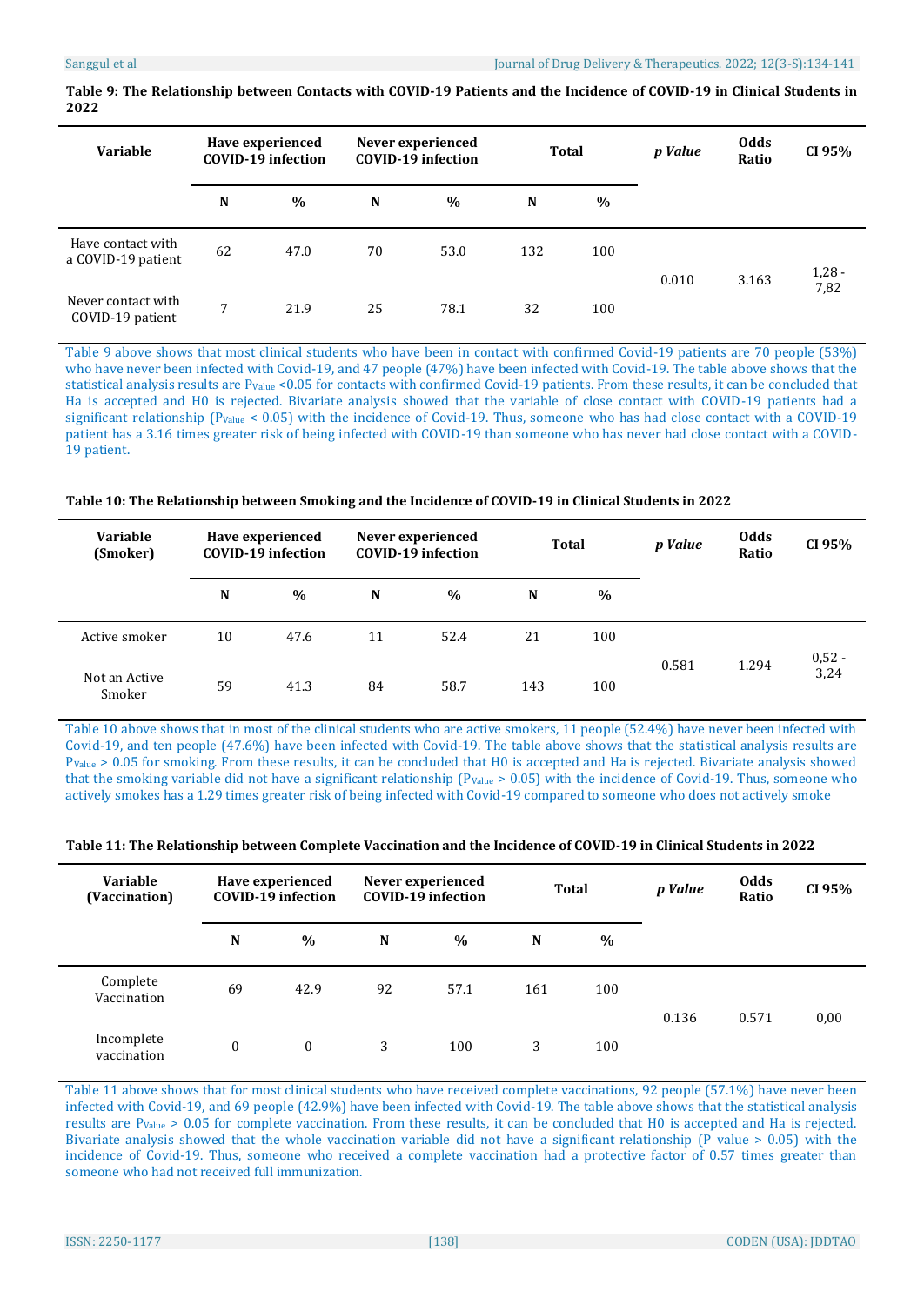**Table 9: The Relationship between Contacts with COVID-19 Patients and the Incidence of COVID-19 in Clinical Students in 2022**

| Variable | Have experienced COVID-19 infection | | Never experienced COVID-19 infection | | Total | | *p Value* | Odds Ratio | CI 95% |
|---|---|---|---|---|---|---|---|---|---|
| | N | % | N | % | N | % | | | |
| Have contact with a COVID-19 patient | 62 | 47.0 | 70 | 53.0 | 132 | 100 | 0.010 | 3.163 | 1,28 - 7,82 |
| Never contact with COVID-19 patient | 7 | 21.9 | 25 | 78.1 | 32 | 100 | | | |

Table 9 above shows that most clinical students who have been in contact with confirmed Covid-19 patients are 70 people (53%) who have never been infected with Covid-19, and 47 people (47%) have been infected with Covid-19. The table above shows that the statistical analysis results are $P_{Value}$ <0.05 for contacts with confirmed Covid-19 patients. From these results, it can be concluded that Ha is accepted and H0 is rejected. Bivariate analysis showed that the variable of close contact with COVID-19 patients had a significant relationship ($P_{Value}$ < 0.05) with the incidence of COVID-19. Thus, someone who has had close contact with a COVID-19 patient has a 3.16 times greater risk of being infected with COVID-19 than someone who has never had close contact with a COVID-19 patient.

**Table 10: The Relationship between Smoking and the Incidence of COVID-19 in Clinical Students in 2022**

| Variable (Smoker) | Have experienced COVID-19 infection | | Never experienced COVID-19 infection | | Total | | *p Value* | Odds Ratio | CI 95% |
|---|---|---|---|---|---|---|---|---|---|
| | N | % | N | % | N | % | | | |
| Active smoker | 10 | 47.6 | 11 | 52.4 | 21 | 100 | 0.581 | 1.294 | 0,52 - 3,24 |
| Not an Active Smoker | 59 | 41.3 | 84 | 58.7 | 143 | 100 | | | |

Table 10 above shows that in most of the clinical students who are active smokers, 11 people (52.4%) have never been infected with Covid-19, and ten people (47.6%) have been infected with Covid-19. The table above shows that the statistical analysis results are $P_{Value}$ > 0.05 for smoking. From these results, it can be concluded that H0 is accepted and Ha is rejected. Bivariate analysis showed that the smoking variable did not have a significant relationship ($P_{Value}$ > 0.05) with the incidence of Covid-19. Thus, someone who actively smokes has a 1.29 times greater risk of being infected with Covid-19 compared to someone who does not actively smoke

**Table 11: The Relationship between Complete Vaccination and the Incidence of COVID-19 in Clinical Students in 2022**

| Variable (Vaccination) | Have experienced COVID-19 infection | | Never experienced COVID-19 infection | | Total | | *p Value* | Odds Ratio | CI 95% |
|---|---|---|---|---|---|---|---|---|---|
| | N | % | N | % | N | % | | | |
| Complete Vaccination | 69 | 42.9 | 92 | 57.1 | 161 | 100 | 0.136 | 0.571 | 0,00 |
| Incomplete vaccination | 0 | 0 | 3 | 100 | 3 | 100 | | | |

Table 11 above shows that for most clinical students who have received complete vaccinations, 92 people (57.1%) have never been infected with Covid-19, and 69 people (42.9%) have been infected with Covid-19. The table above shows that the statistical analysis results are $P_{Value}$ > 0.05 for complete vaccination. From these results, it can be concluded that H0 is accepted and Ha is rejected. Bivariate analysis showed that the whole vaccination variable did not have a significant relationship (P value > 0.05) with the incidence of Covid-19. Thus, someone who received a complete vaccination had a protective factor of 0.57 times greater than someone who had not received full immunization.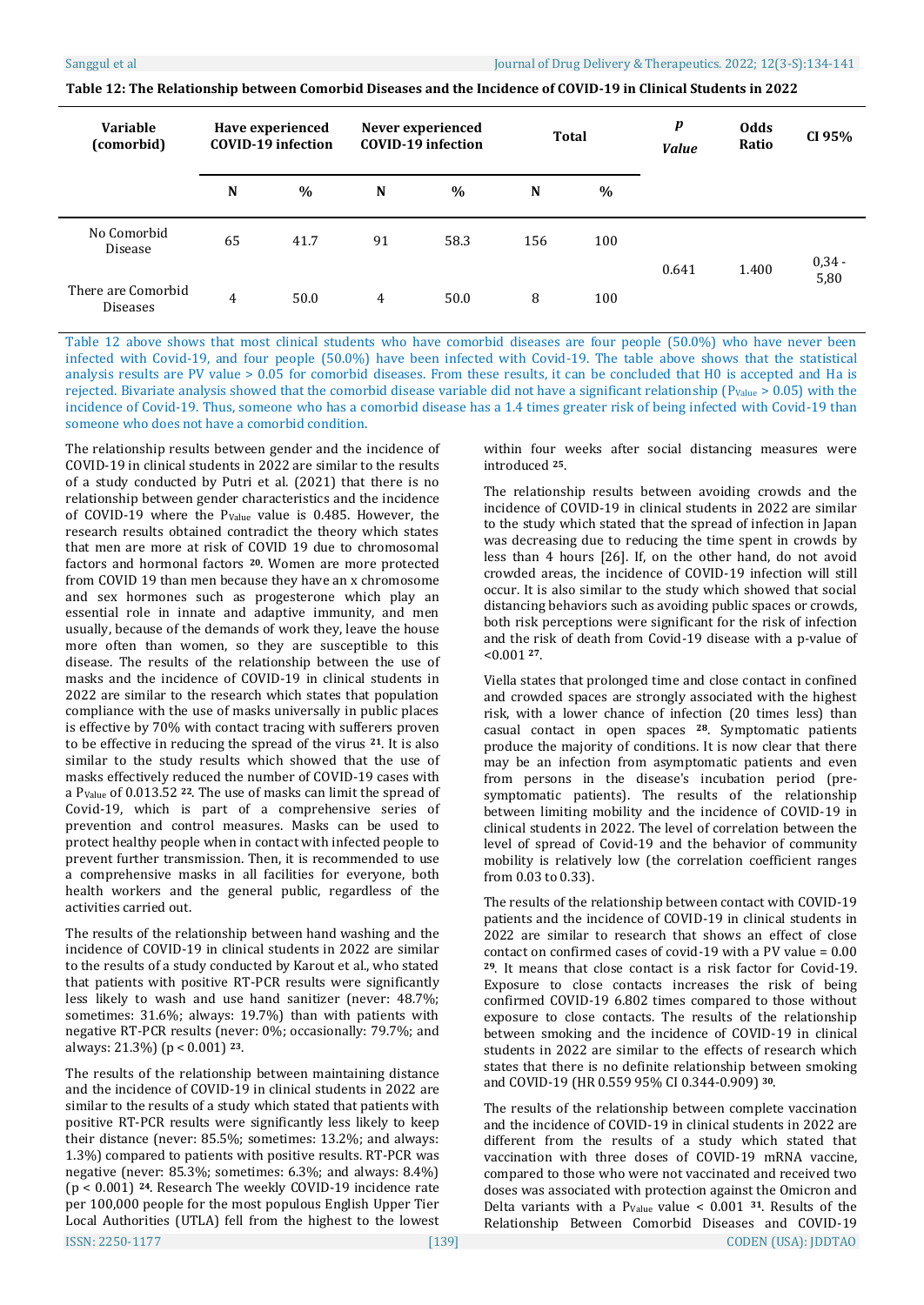**Table 12: The Relationship between Comorbid Diseases and the Incidence of COVID-19 in Clinical Students in 2022**

| Variable (comorbid) | Have experienced COVID-19 infection | | Never experienced COVID-19 infection | | Total | | *p* *Value* | Odds Ratio | CI 95% |
|---|---|---|---|---|---|---|---|---|---|
| | N | % | N | % | N | % | | | |
| No Comorbid Disease | 65 | 41.7 | 91 | 58.3 | 156 | 100 | 0.641 | 1.400 | 0,34 - 5,80 |
| There are Comorbid Diseases | 4 | 50.0 | 4 | 50.0 | 8 | 100 | | | |

Table 12 above shows that most clinical students who have comorbid diseases are four people (50.0%) who have never been infected with Covid-19, and four people (50.0%) have been infected with Covid-19. The table above shows that the statistical analysis results are PV value > 0.05 for comorbid diseases. From these results, it can be concluded that H0 is accepted and Ha is rejected. Bivariate analysis showed that the comorbid disease variable did not have a significant relationship ($P_{Value}$ > 0.05) with the incidence of Covid-19. Thus, someone who has a comorbid disease has a 1.4 times greater risk of being infected with Covid-19 than someone who does not have a comorbid condition.

The relationship results between gender and the incidence of COVID-19 in clinical students in 2022 are similar to the results of a study conducted by Putri et al. (2021) that there is no relationship between gender characteristics and the incidence of COVID-19 where the $P_{Value}$ value is 0.485. However, the research results obtained contradict the theory which states that men are more at risk of COVID 19 due to chromosomal factors and hormonal factors [20]. Women are more protected from COVID 19 than men because they have an x chromosome and sex hormones such as progesterone which play an essential role in innate and adaptive immunity, and men usually, because of the demands of work they, leave the house more often than women, so they are susceptible to this disease. The results of the relationship between the use of masks and the incidence of COVID-19 in clinical students in 2022 are similar to the research which states that population compliance with the use of masks universally in public places is effective by 70% with contact tracing with sufferers proven to be effective in reducing the spread of the virus [21]. It is also similar to the study results which showed that the use of masks effectively reduced the number of COVID-19 cases with a $P_{Value}$ of 0.013.52 [22]. The use of masks can limit the spread of Covid-19, which is part of a comprehensive series of prevention and control measures. Masks can be used to protect healthy people when in contact with infected people to prevent further transmission. Then, it is recommended to use a comprehensive masks in all facilities for everyone, both health workers and the general public, regardless of the activities carried out.

The results of the relationship between hand washing and the incidence of COVID-19 in clinical students in 2022 are similar to the results of a study conducted by Karout et al., who stated that patients with positive RT-PCR results were significantly less likely to wash and use hand sanitizer (never: 48.7%; sometimes: 31.6%; always: 19.7%) than with patients with negative RT-PCR results (never: 0%; occasionally: 79.7%; and always: 21.3%) (p < 0.001) [23].

The results of the relationship between maintaining distance and the incidence of COVID-19 in clinical students in 2022 are similar to the results of a study which stated that patients with positive RT-PCR results were significantly less likely to keep their distance (never: 85.5%; sometimes: 13.2%; and always: 1.3%) compared to patients with positive results. RT-PCR was negative (never: 85.3%; sometimes: 6.3%; and always: 8.4%) (p < 0.001) [24]. Research The weekly COVID-19 incidence rate per 100,000 people for the most populous English Upper Tier Local Authorities (UTLA) fell from the highest to the lowest within four weeks after social distancing measures were introduced [25].

The relationship results between avoiding crowds and the incidence of COVID-19 in clinical students in 2022 are similar to the study which stated that the spread of infection in Japan was decreasing due to reducing the time spent in crowds by less than 4 hours [26]. If, on the other hand, do not avoid crowded areas, the incidence of COVID-19 infection will still occur. It is also similar to the study which showed that social distancing behaviors such as avoiding public spaces or crowds, both risk perceptions were significant for the risk of infection and the risk of death from Covid-19 disease with a p-value of <0.001 [27].

Viella states that prolonged time and close contact in confined and crowded spaces are strongly associated with the highest risk, with a lower chance of infection (20 times less) than casual contact in open spaces [28]. Symptomatic patients produce the majority of conditions. It is now clear that there may be an infection from asymptomatic patients and even from persons in the disease's incubation period (pre-symptomatic patients). The results of the relationship between limiting mobility and the incidence of COVID-19 in clinical students in 2022. The level of correlation between the level of spread of Covid-19 and the behavior of community mobility is relatively low (the correlation coefficient ranges from 0.03 to 0.33).

The results of the relationship between contact with COVID-19 patients and the incidence of COVID-19 in clinical students in 2022 are similar to research that shows an effect of close contact on confirmed cases of covid-19 with a PV value = 0.00 [29]. It means that close contact is a risk factor for Covid-19. Exposure to close contacts increases the risk of being confirmed COVID-19 6.802 times compared to those without exposure to close contacts. The results of the relationship between smoking and the incidence of COVID-19 in clinical students in 2022 are similar to the effects of research which states that there is no definite relationship between smoking and COVID-19 (HR 0.559 95% CI 0.344-0.909) [30].

The results of the relationship between complete vaccination and the incidence of COVID-19 in clinical students in 2022 are different from the results of a study which stated that vaccination with three doses of COVID-19 mRNA vaccine, compared to those who were not vaccinated and received two doses was associated with protection against the Omicron and Delta variants with a $P_{Value}$ value < 0.001 [31]. Results of the Relationship Between Comorbid Diseases and COVID-19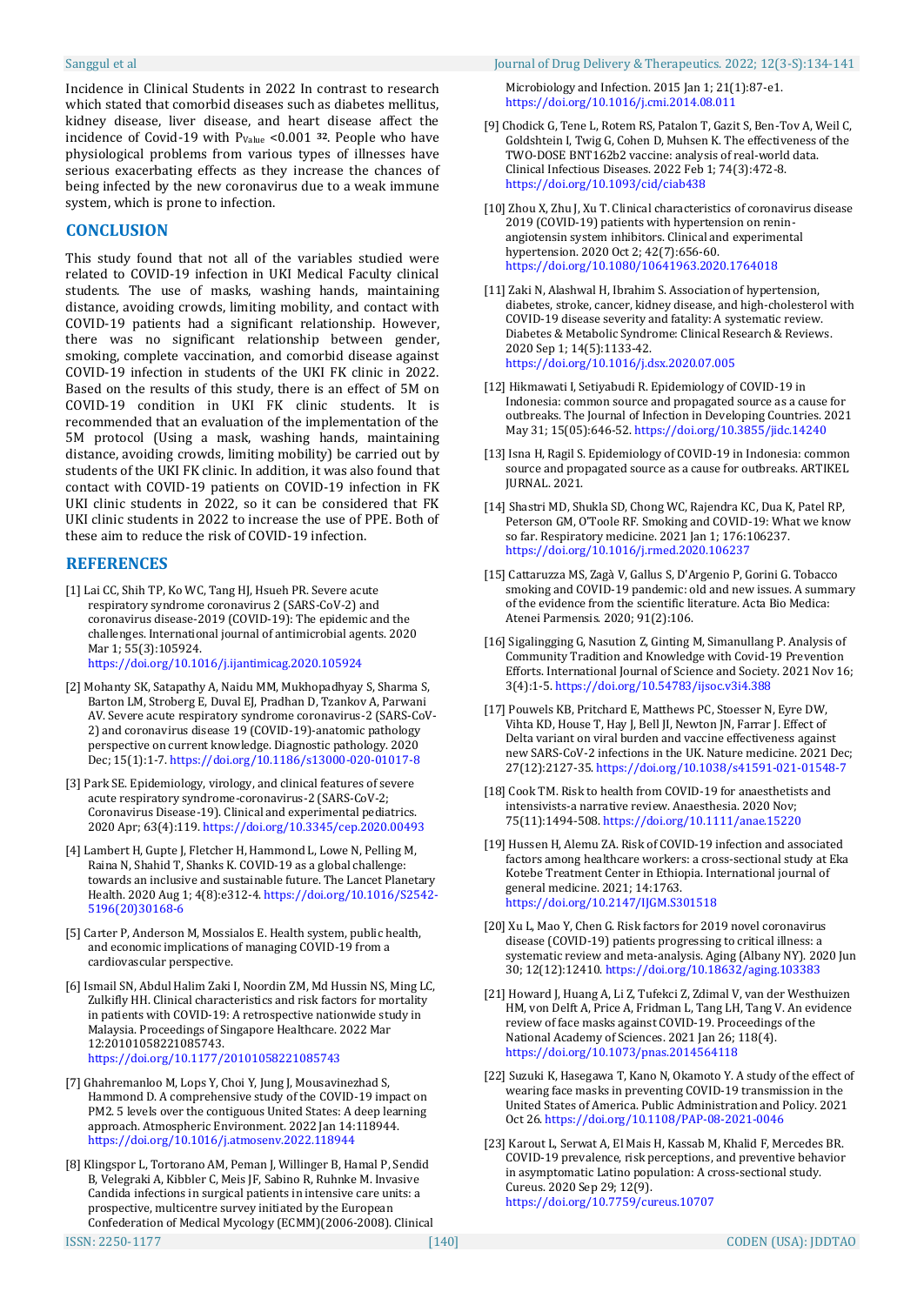Incidence in Clinical Students in 2022 In contrast to research which stated that comorbid diseases such as diabetes mellitus, kidney disease, liver disease, and heart disease affect the incidence of Covid-19 with $P_{Value}$ <0.001 [32]. People who have physiological problems from various types of illnesses have serious exacerbating effects as they increase the chances of being infected by the new coronavirus due to a weak immune system, which is prone to infection.

## CONCLUSION

This study found that not all of the variables studied were related to COVID-19 infection in UKI Medical Faculty clinical students. The use of masks, washing hands, maintaining distance, avoiding crowds, limiting mobility, and contact with COVID-19 patients had a significant relationship. However, there was no significant relationship between gender, smoking, complete vaccination, and comorbid disease against COVID-19 infection in students of the UKI FK clinic in 2022. Based on the results of this study, there is an effect of 5M on COVID-19 condition in UKI FK clinic students. It is recommended that an evaluation of the implementation of the 5M protocol (Using a mask, washing hands, maintaining distance, avoiding crowds, limiting mobility) be carried out by students of the UKI FK clinic. In addition, it was also found that contact with COVID-19 patients on COVID-19 infection in FK UKI clinic students in 2022, so it can be considered that FK UKI clinic students in 2022 to increase the use of PPE. Both of these aim to reduce the risk of COVID-19 infection.

## REFERENCES

[1] Lai CC, Shih TP, Ko WC, Tang HJ, Hsueh PR. Severe acute respiratory syndrome coronavirus 2 (SARS-CoV-2) and coronavirus disease-2019 (COVID-19): The epidemic and the challenges. International journal of antimicrobial agents. 2020 Mar 1; 55(3):105924. https://doi.org/10.1016/j.ijantimicag.2020.105924

[2] Mohanty SK, Satapathy A, Naidu MM, Mukhopadhyay S, Sharma S, Barton LM, Stroberg E, Duval EJ, Pradhan D, Tzankov A, Parwani AV. Severe acute respiratory syndrome coronavirus-2 (SARS-CoV-2) and coronavirus disease 19 (COVID-19)-anatomic pathology perspective on current knowledge. Diagnostic pathology. 2020 Dec; 15(1):1-7. https://doi.org/10.1186/s13000-020-01017-8

[3] Park SE. Epidemiology, virology, and clinical features of severe acute respiratory syndrome-coronavirus-2 (SARS-CoV-2; Coronavirus Disease-19). Clinical and experimental pediatrics. 2020 Apr; 63(4):119. https://doi.org/10.3345/cep.2020.00493

[4] Lambert H, Gupte J, Fletcher H, Hammond L, Lowe N, Pelling M, Raina N, Shahid T, Shanks K. COVID-19 as a global challenge: towards an inclusive and sustainable future. The Lancet Planetary Health. 2020 Aug 1; 4(8):e312-4. https://doi.org/10.1016/S2542-5196(20)30168-6

[5] Carter P, Anderson M, Mossialos E. Health system, public health, and economic implications of managing COVID-19 from a cardiovascular perspective.

[6] Ismail SN, Abdul Halim Zaki I, Noordin ZM, Md Hussin NS, Ming LC, Zulkifly HH. Clinical characteristics and risk factors for mortality in patients with COVID-19: A retrospective nationwide study in Malaysia. Proceedings of Singapore Healthcare. 2022 Mar 12:20101058221085743. https://doi.org/10.1177/20101058221085743

[7] Ghahremanloo M, Lops Y, Choi Y, Jung J, Mousavinezhad S, Hammond D. A comprehensive study of the COVID-19 impact on PM2. 5 levels over the contiguous United States: A deep learning approach. Atmospheric Environment. 2022 Jan 14:118944. https://doi.org/10.1016/j.atmosenv.2022.118944

[8] Klingspor L, Tortorano AM, Peman J, Willinger B, Hamal P, Sendid B, Velegraki A, Kibbler C, Meis JF, Sabino R, Ruhnke M. Invasive Candida infections in surgical patients in intensive care units: a prospective, multicentre survey initiated by the European Confederation of Medical Mycology (ECMM)(2006-2008). Clinical Microbiology and Infection. 2015 Jan 1; 21(1):87-e1. https://doi.org/10.1016/j.cmi.2014.08.011

[9] Chodick G, Tene L, Rotem RS, Patalon T, Gazit S, Ben-Tov A, Weil C, Goldshtein I, Twig G, Cohen D, Muhsen K. The effectiveness of the TWO-DOSE BNT162b2 vaccine: analysis of real-world data. Clinical Infectious Diseases. 2022 Feb 1; 74(3):472-8. https://doi.org/10.1093/cid/ciab438

[10] Zhou X, Zhu J, Xu T. Clinical characteristics of coronavirus disease 2019 (COVID-19) patients with hypertension on renin-angiotensin system inhibitors. Clinical and experimental hypertension. 2020 Oct 2; 42(7):656-60. https://doi.org/10.1080/10641963.2020.1764018

[11] Zaki N, Alashwal H, Ibrahim S. Association of hypertension, diabetes, stroke, cancer, kidney disease, and high-cholesterol with COVID-19 disease severity and fatality: A systematic review. Diabetes & Metabolic Syndrome: Clinical Research & Reviews. 2020 Sep 1; 14(5):1133-42. https://doi.org/10.1016/j.dsx.2020.07.005

[12] Hikmawati I, Setiyabudi R. Epidemiology of COVID-19 in Indonesia: common source and propagated source as a cause for outbreaks. The Journal of Infection in Developing Countries. 2021 May 31; 15(05):646-52. https://doi.org/10.3855/jidc.14240

[13] Isna H, Ragil S. Epidemiology of COVID-19 in Indonesia: common source and propagated source as a cause for outbreaks. ARTIKEL JURNAL. 2021.

[14] Shastri MD, Shukla SD, Chong WC, Rajendra KC, Dua K, Patel RP, Peterson GM, O'Toole RF. Smoking and COVID-19: What we know so far. Respiratory medicine. 2021 Jan 1; 176:106237. https://doi.org/10.1016/j.rmed.2020.106237

[15] Cattaruzza MS, Zagà V, Gallus S, D'Argenio P, Gorini G. Tobacco smoking and COVID-19 pandemic: old and new issues. A summary of the evidence from the scientific literature. Acta Bio Medica: Atenei Parmensis. 2020; 91(2):106.

[16] Sigalingging G, Nasution Z, Ginting M, Simanullang P. Analysis of Community Tradition and Knowledge with Covid-19 Prevention Efforts. International Journal of Science and Society. 2021 Nov 16; 3(4):1-5. https://doi.org/10.54783/ijsoc.v3i4.388

[17] Pouwels KB, Pritchard E, Matthews PC, Stoesser N, Eyre DW, Vihta KD, House T, Hay J, Bell JI, Newton JN, Farrar J. Effect of Delta variant on viral burden and vaccine effectiveness against new SARS-CoV-2 infections in the UK. Nature medicine. 2021 Dec; 27(12):2127-35. https://doi.org/10.1038/s41591-021-01548-7

[18] Cook TM. Risk to health from COVID-19 for anaesthetists and intensivists-a narrative review. Anaesthesia. 2020 Nov; 75(11):1494-508. https://doi.org/10.1111/anae.15220

[19] Hussen H, Alemu ZA. Risk of COVID-19 infection and associated factors among healthcare workers: a cross-sectional study at Eka Kotebe Treatment Center in Ethiopia. International journal of general medicine. 2021; 14:1763. https://doi.org/10.2147/IJGM.S301518

[20] Xu L, Mao Y, Chen G. Risk factors for 2019 novel coronavirus disease (COVID-19) patients progressing to critical illness: a systematic review and meta-analysis. Aging (Albany NY). 2020 Jun 30; 12(12):12410. https://doi.org/10.18632/aging.103383

[21] Howard J, Huang A, Li Z, Tufekci Z, Zdimal V, van der Westhuizen HM, von Delft A, Price A, Fridman L, Tang LH, Tang V. An evidence review of face masks against COVID-19. Proceedings of the National Academy of Sciences. 2021 Jan 26; 118(4). https://doi.org/10.1073/pnas.2014564118

[22] Suzuki K, Hasegawa T, Kano N, Okamoto Y. A study of the effect of wearing face masks in preventing COVID-19 transmission in the United States of America. Public Administration and Policy. 2021 Oct 26. https://doi.org/10.1108/PAP-08-2021-0046

[23] Karout L, Serwat A, El Mais H, Kassab M, Khalid F, Mercedes BR. COVID-19 prevalence, risk perceptions, and preventive behavior in asymptomatic Latino population: A cross-sectional study. Cureus. 2020 Sep 29; 12(9). https://doi.org/10.7759/cureus.10707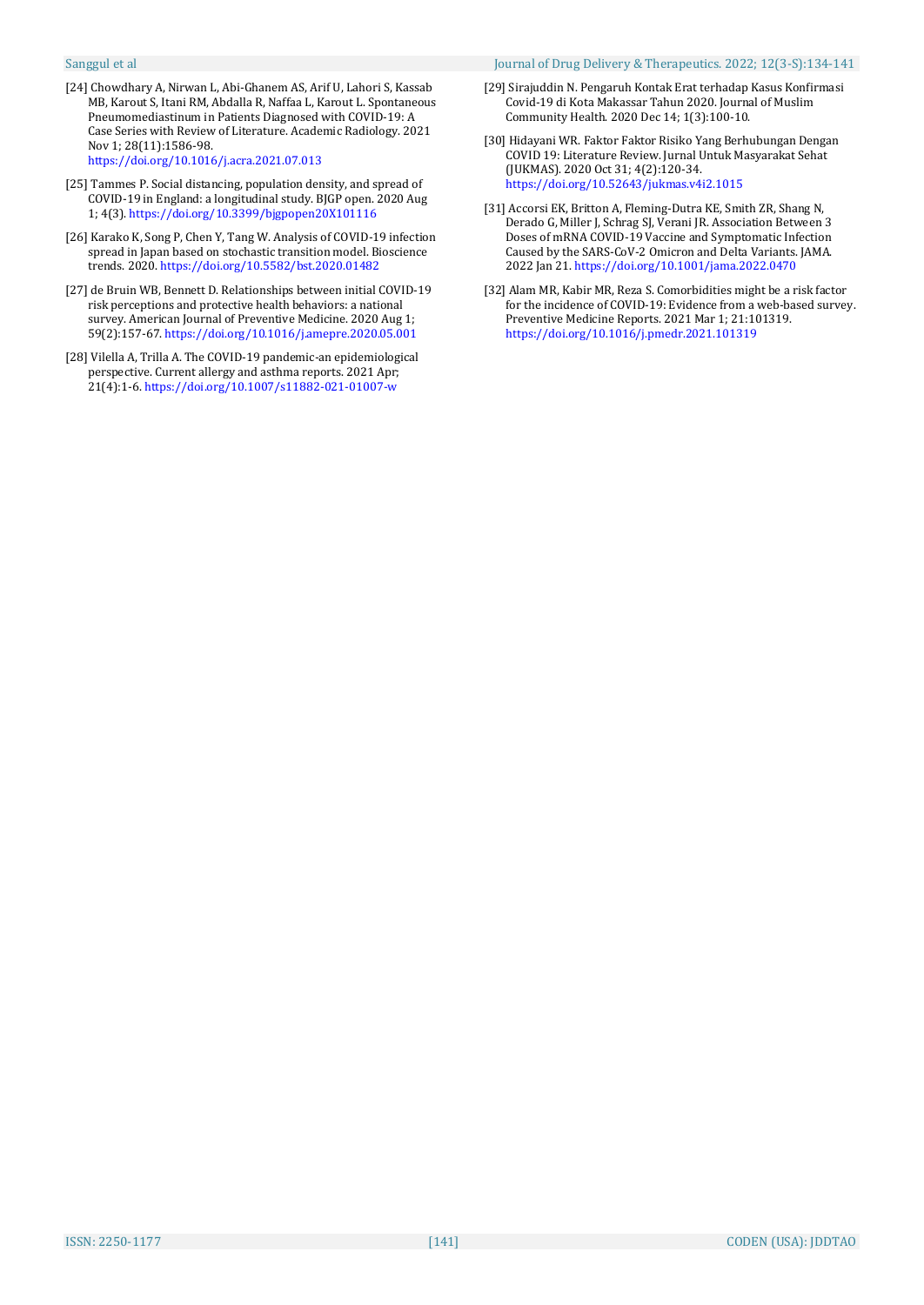[24] Chowdhary A, Nirwan L, Abi-Ghanem AS, Arif U, Lahori S, Kassab MB, Karout S, Itani RM, Abdalla R, Naffaa L, Karout L. Spontaneous Pneumomediastinum in Patients Diagnosed with COVID-19: A Case Series with Review of Literature. Academic Radiology. 2021 Nov 1; 28(11):1586-98. https://doi.org/10.1016/j.acra.2021.07.013

[25] Tammes P. Social distancing, population density, and spread of COVID-19 in England: a longitudinal study. BJGP open. 2020 Aug 1; 4(3). https://doi.org/10.3399/bjgpopen20X101116

[26] Karako K, Song P, Chen Y, Tang W. Analysis of COVID-19 infection spread in Japan based on stochastic transition model. Bioscience trends. 2020. https://doi.org/10.5582/bst.2020.01482

[27] de Bruin WB, Bennett D. Relationships between initial COVID-19 risk perceptions and protective health behaviors: a national survey. American Journal of Preventive Medicine. 2020 Aug 1; 59(2):157-67. https://doi.org/10.1016/j.amepre.2020.05.001

[28] Vilella A, Trilla A. The COVID-19 pandemic-an epidemiological perspective. Current allergy and asthma reports. 2021 Apr; 21(4):1-6. https://doi.org/10.1007/s11882-021-01007-w

[29] Sirajuddin N. Pengaruh Kontak Erat terhadap Kasus Konfirmasi Covid-19 di Kota Makassar Tahun 2020. Journal of Muslim Community Health. 2020 Dec 14; 1(3):100-10.

[30] Hidayani WR. Faktor Faktor Risiko Yang Berhubungan Dengan COVID 19: Literature Review. Jurnal Untuk Masyarakat Sehat (JUKMAS). 2020 Oct 31; 4(2):120-34. https://doi.org/10.52643/jukmas.v4i2.1015

[31] Accorsi EK, Britton A, Fleming-Dutra KE, Smith ZR, Shang N, Derado G, Miller J, Schrag SJ, Verani JR. Association Between 3 Doses of mRNA COVID-19 Vaccine and Symptomatic Infection Caused by the SARS-CoV-2 Omicron and Delta Variants. JAMA. 2022 Jan 21. https://doi.org/10.1001/jama.2022.0470

[32] Alam MR, Kabir MR, Reza S. Comorbidities might be a risk factor for the incidence of COVID-19: Evidence from a web-based survey. Preventive Medicine Reports. 2021 Mar 1; 21:101319. https://doi.org/10.1016/j.pmedr.2021.101319